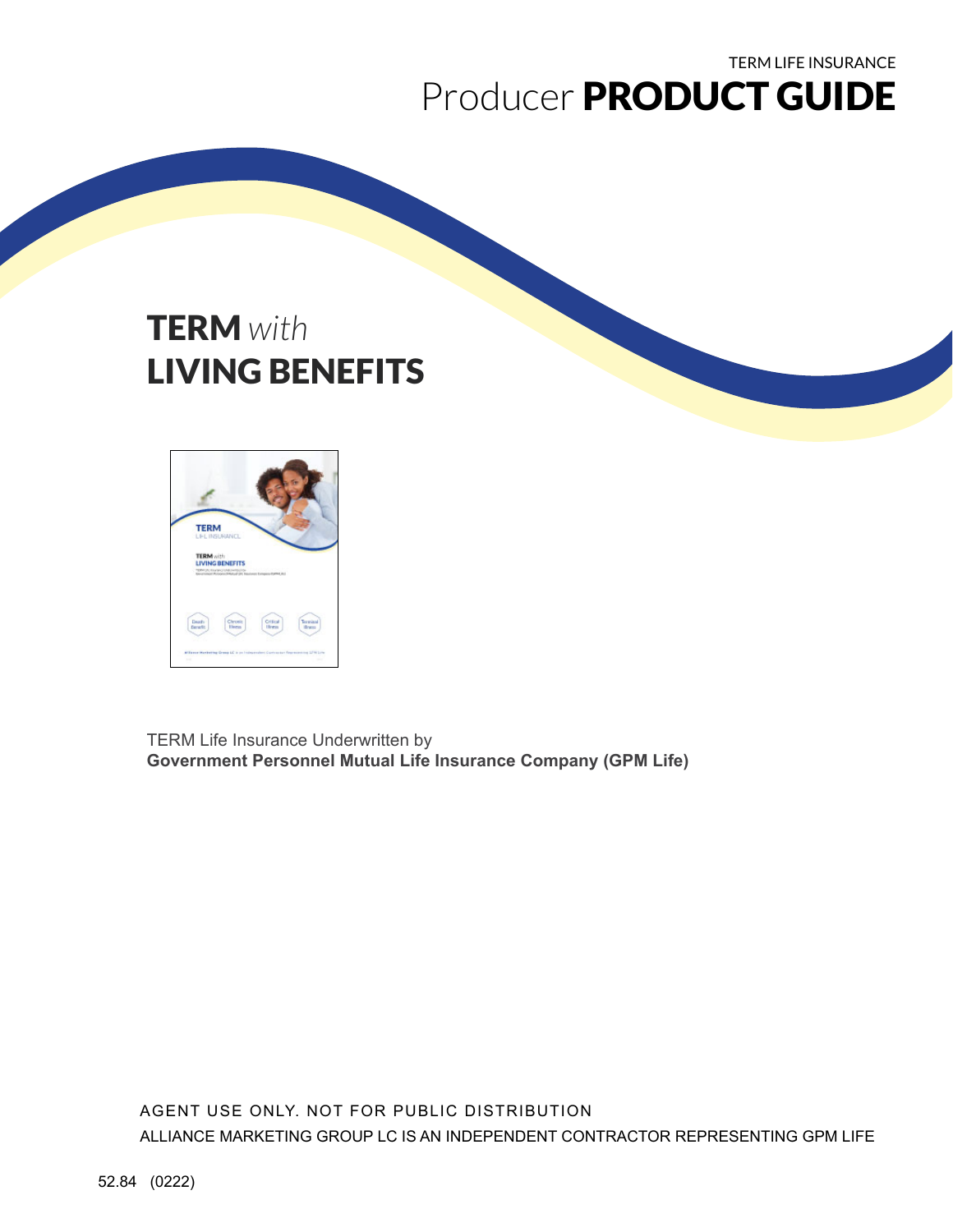TERM LIFE INSURANCE

# Producer **PRODUCT GUIDE**

## **TERM** *with* **LIVING BENEFITS**

TERM Life Insurance Underwritten by
**Government Personnel Mutual Life Insurance Company (GPM Life)**

AGENT USE ONLY. NOT FOR PUBLIC DISTRIBUTION

ALLIANCE MARKETING GROUP LC IS AN INDEPENDENT CONTRACTOR REPRESENTING GPM LIFE

52.84 (0222)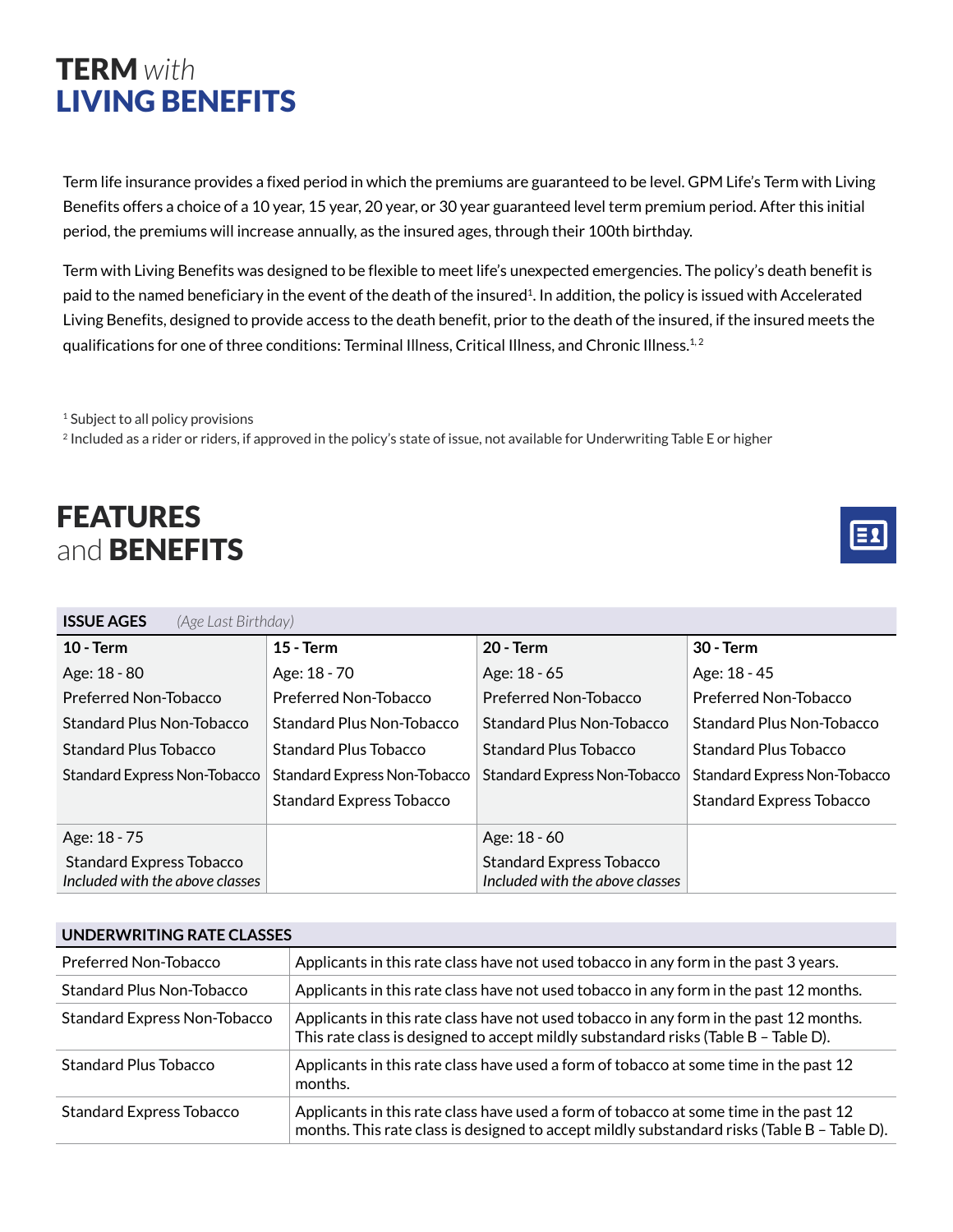# TERM *with* LIVING BENEFITS

Term life insurance provides a fixed period in which the premiums are guaranteed to be level. GPM Life's Term with Living Benefits offers a choice of a 10 year, 15 year, 20 year, or 30 year guaranteed level term premium period. After this initial period, the premiums will increase annually, as the insured ages, through their 100th birthday.

Term with Living Benefits was designed to be flexible to meet life's unexpected emergencies. The policy's death benefit is paid to the named beneficiary in the event of the death of the insured[1]. In addition, the policy is issued with Accelerated Living Benefits, designed to provide access to the death benefit, prior to the death of the insured, if the insured meets the qualifications for one of three conditions: Terminal Illness, Critical Illness, and Chronic Illness.[1, 2]

[1] Subject to all policy provisions

[2] Included as a rider or riders, if approved in the policy's state of issue, not available for Underwriting Table E or higher

## FEATURES and BENEFITS

**ISSUE AGES** *(Age Last Birthday)*

| 10 - Term | 15 - Term | 20 - Term | 30 - Term |
|---|---|---|---|
| Age: 18 - 80 | Age: 18 - 70 | Age: 18 - 65 | Age: 18 - 45 |
| Preferred Non-Tobacco | Preferred Non-Tobacco | Preferred Non-Tobacco | Preferred Non-Tobacco |
| Standard Plus Non-Tobacco | Standard Plus Non-Tobacco | Standard Plus Non-Tobacco | Standard Plus Non-Tobacco |
| Standard Plus Tobacco | Standard Plus Tobacco | Standard Plus Tobacco | Standard Plus Tobacco |
| Standard Express Non-Tobacco | Standard Express Non-Tobacco | Standard Express Non-Tobacco | Standard Express Non-Tobacco |
| | Standard Express Tobacco | | Standard Express Tobacco |
| Age: 18 - 75 | | Age: 18 - 60 | |
| Standard Express Tobacco *Included with the above classes* | | Standard Express Tobacco *Included with the above classes* | |

**UNDERWRITING RATE CLASSES**

| Rate Class | Description |
|---|---|
| Preferred Non-Tobacco | Applicants in this rate class have not used tobacco in any form in the past 3 years. |
| Standard Plus Non-Tobacco | Applicants in this rate class have not used tobacco in any form in the past 12 months. |
| Standard Express Non-Tobacco | Applicants in this rate class have not used tobacco in any form in the past 12 months. This rate class is designed to accept mildly substandard risks (Table B – Table D). |
| Standard Plus Tobacco | Applicants in this rate class have used a form of tobacco at some time in the past 12 months. |
| Standard Express Tobacco | Applicants in this rate class have used a form of tobacco at some time in the past 12 months. This rate class is designed to accept mildly substandard risks (Table B – Table D). |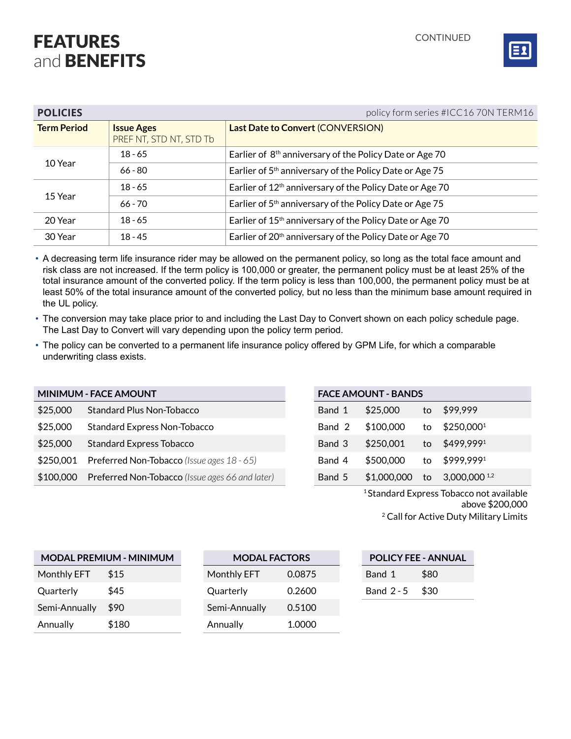# FEATURES and BENEFITS

CONTINUED

## POLICIES

policy form series #ICC16 70N TERM16

| Term Period | Issue Ages PREF NT, STD NT, STD Tb | Last Date to Convert (CONVERSION) |
|---|---|---|
| 10 Year | 18 - 65 | Earlier of 8th anniversary of the Policy Date or Age 70 |
| | 66 - 80 | Earlier of 5th anniversary of the Policy Date or Age 75 |
| 15 Year | 18 - 65 | Earlier of 12th anniversary of the Policy Date or Age 70 |
| | 66 - 70 | Earlier of 5th anniversary of the Policy Date or Age 75 |
| 20 Year | 18 - 65 | Earlier of 15th anniversary of the Policy Date or Age 70 |
| 30 Year | 18 - 45 | Earlier of 20th anniversary of the Policy Date or Age 70 |

- A decreasing term life insurance rider may be allowed on the permanent policy, so long as the total face amount and risk class are not increased. If the term policy is 100,000 or greater, the permanent policy must be at least 25% of the total insurance amount of the converted policy. If the term policy is less than 100,000, the permanent policy must be at least 50% of the total insurance amount of the converted policy, but no less than the minimum base amount required in the UL policy.
- The conversion may take place prior to and including the Last Day to Convert shown on each policy schedule page. The Last Day to Convert will vary depending upon the policy term period.
- The policy can be converted to a permanent life insurance policy offered by GPM Life, for which a comparable underwriting class exists.

| MINIMUM - FACE AMOUNT | |
|---|---|
| $25,000 | Standard Plus Non-Tobacco |
| $25,000 | Standard Express Non-Tobacco |
| $25,000 | Standard Express Tobacco |
| $250,001 | Preferred Non-Tobacco *(Issue ages 18 - 65)* |
| $100,000 | Preferred Non-Tobacco *(Issue ages 66 and later)* |

| FACE AMOUNT - BANDS | | | |
|---|---|---|---|
| Band 1 | $25,000 | to | $99,999 |
| Band 2 | $100,000 | to | $250,000[1] |
| Band 3 | $250,001 | to | $499,999[1] |
| Band 4 | $500,000 | to | $999,999[1] |
| Band 5 | $1,000,000 | to | 3,000,000[1,2] |

[1] Standard Express Tobacco not available above $200,000

[2] Call for Active Duty Military Limits

| MODAL PREMIUM - MINIMUM | |
|---|---|
| Monthly EFT | $15 |
| Quarterly | $45 |
| Semi-Annually | $90 |
| Annually | $180 |

| MODAL FACTORS | |
|---|---|
| Monthly EFT | 0.0875 |
| Quarterly | 0.2600 |
| Semi-Annually | 0.5100 |
| Annually | 1.0000 |

| POLICY FEE - ANNUAL | |
|---|---|
| Band 1 | $80 |
| Band 2 - 5 | $30 |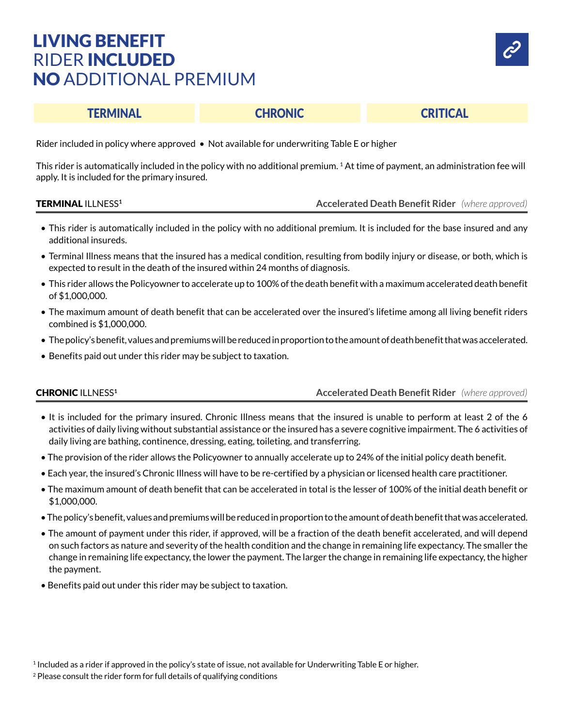# **LIVING BENEFIT** RIDER **INCLUDED** **NO** ADDITIONAL PREMIUM

| TERMINAL | CHRONIC | CRITICAL |
|---|---|---|

Rider included in policy where approved • Not available for underwriting Table E or higher

This rider is automatically included in the policy with no additional premium. [1] At time of payment, an administration fee will apply. It is included for the primary insured.

## **TERMINAL** ILLNESS[1]

**Accelerated Death Benefit Rider** *(where approved)*

- This rider is automatically included in the policy with no additional premium. It is included for the base insured and any additional insureds.
- Terminal Illness means that the insured has a medical condition, resulting from bodily injury or disease, or both, which is expected to result in the death of the insured within 24 months of diagnosis.
- This rider allows the Policyowner to accelerate up to 100% of the death benefit with a maximum accelerated death benefit of $1,000,000.
- The maximum amount of death benefit that can be accelerated over the insured's lifetime among all living benefit riders combined is $1,000,000.
- The policy's benefit, values and premiums will be reduced in proportion to the amount of death benefit that was accelerated.
- Benefits paid out under this rider may be subject to taxation.

## **CHRONIC** ILLNESS[1]

**Accelerated Death Benefit Rider** *(where approved)*

- It is included for the primary insured. Chronic Illness means that the insured is unable to perform at least 2 of the 6 activities of daily living without substantial assistance or the insured has a severe cognitive impairment. The 6 activities of daily living are bathing, continence, dressing, eating, toileting, and transferring.
- The provision of the rider allows the Policyowner to annually accelerate up to 24% of the initial policy death benefit.
- Each year, the insured's Chronic Illness will have to be re-certified by a physician or licensed health care practitioner.
- The maximum amount of death benefit that can be accelerated in total is the lesser of 100% of the initial death benefit or $1,000,000.
- The policy's benefit, values and premiums will be reduced in proportion to the amount of death benefit that was accelerated.
- The amount of payment under this rider, if approved, will be a fraction of the death benefit accelerated, and will depend on such factors as nature and severity of the health condition and the change in remaining life expectancy. The smaller the change in remaining life expectancy, the lower the payment. The larger the change in remaining life expectancy, the higher the payment.
- Benefits paid out under this rider may be subject to taxation.

[1] Included as a rider if approved in the policy's state of issue, not available for Underwriting Table E or higher.

[2] Please consult the rider form for full details of qualifying conditions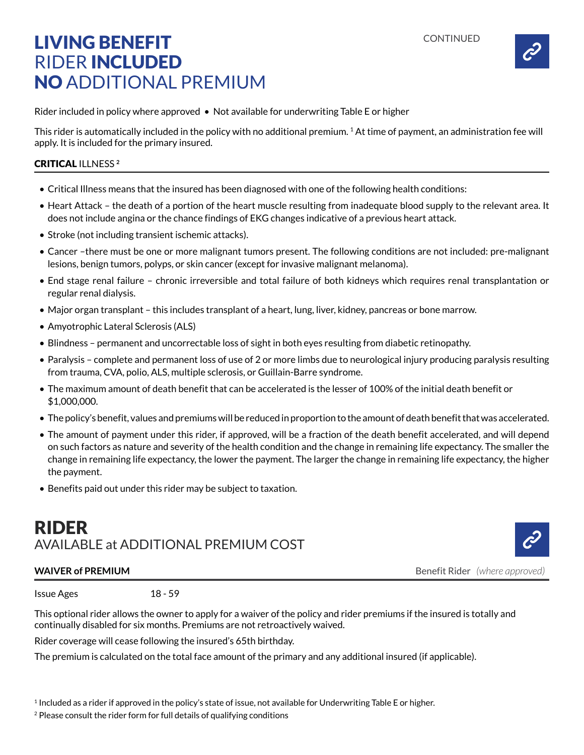# LIVING BENEFIT RIDER INCLUDED NO ADDITIONAL PREMIUM

CONTINUED

Rider included in policy where approved • Not available for underwriting Table E or higher

This rider is automatically included in the policy with no additional premium. [1] At time of payment, an administration fee will apply. It is included for the primary insured.

### CRITICAL ILLNESS [2]

- Critical Illness means that the insured has been diagnosed with one of the following health conditions:
- Heart Attack – the death of a portion of the heart muscle resulting from inadequate blood supply to the relevant area. It does not include angina or the chance findings of EKG changes indicative of a previous heart attack.
- Stroke (not including transient ischemic attacks).
- Cancer –there must be one or more malignant tumors present. The following conditions are not included: pre-malignant lesions, benign tumors, polyps, or skin cancer (except for invasive malignant melanoma).
- End stage renal failure – chronic irreversible and total failure of both kidneys which requires renal transplantation or regular renal dialysis.
- Major organ transplant – this includes transplant of a heart, lung, liver, kidney, pancreas or bone marrow.
- Amyotrophic Lateral Sclerosis (ALS)
- Blindness – permanent and uncorrectable loss of sight in both eyes resulting from diabetic retinopathy.
- Paralysis – complete and permanent loss of use of 2 or more limbs due to neurological injury producing paralysis resulting from trauma, CVA, polio, ALS, multiple sclerosis, or Guillain-Barre syndrome.
- The maximum amount of death benefit that can be accelerated is the lesser of 100% of the initial death benefit or $1,000,000.
- The policy's benefit, values and premiums will be reduced in proportion to the amount of death benefit that was accelerated.
- The amount of payment under this rider, if approved, will be a fraction of the death benefit accelerated, and will depend on such factors as nature and severity of the health condition and the change in remaining life expectancy. The smaller the change in remaining life expectancy, the lower the payment. The larger the change in remaining life expectancy, the higher the payment.
- Benefits paid out under this rider may be subject to taxation.

# RIDER AVAILABLE at ADDITIONAL PREMIUM COST

### WAIVER of PREMIUM

Benefit Rider *(where approved)*

Issue Ages 18 - 59

This optional rider allows the owner to apply for a waiver of the policy and rider premiums if the insured is totally and continually disabled for six months. Premiums are not retroactively waived.

Rider coverage will cease following the insured's 65th birthday.

The premium is calculated on the total face amount of the primary and any additional insured (if applicable).

[1] Included as a rider if approved in the policy's state of issue, not available for Underwriting Table E or higher.

[2] Please consult the rider form for full details of qualifying conditions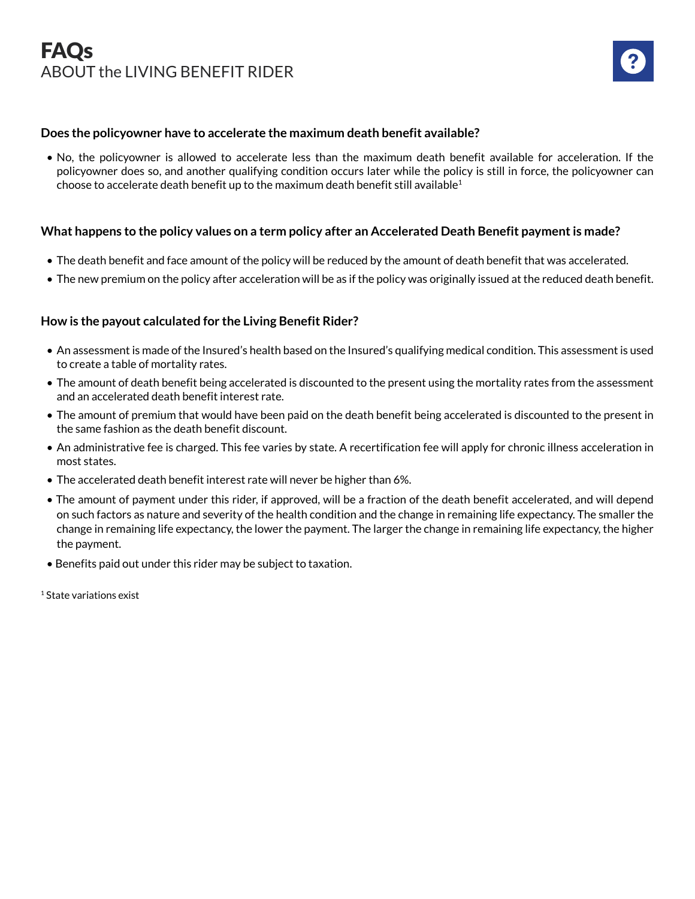# FAQs
ABOUT the LIVING BENEFIT RIDER

**Does the policyowner have to accelerate the maximum death benefit available?**

- No, the policyowner is allowed to accelerate less than the maximum death benefit available for acceleration. If the policyowner does so, and another qualifying condition occurs later while the policy is still in force, the policyowner can choose to accelerate death benefit up to the maximum death benefit still available[1]

**What happens to the policy values on a term policy after an Accelerated Death Benefit payment is made?**

- The death benefit and face amount of the policy will be reduced by the amount of death benefit that was accelerated.
- The new premium on the policy after acceleration will be as if the policy was originally issued at the reduced death benefit.

**How is the payout calculated for the Living Benefit Rider?**

- An assessment is made of the Insured's health based on the Insured's qualifying medical condition. This assessment is used to create a table of mortality rates.
- The amount of death benefit being accelerated is discounted to the present using the mortality rates from the assessment and an accelerated death benefit interest rate.
- The amount of premium that would have been paid on the death benefit being accelerated is discounted to the present in the same fashion as the death benefit discount.
- An administrative fee is charged. This fee varies by state. A recertification fee will apply for chronic illness acceleration in most states.
- The accelerated death benefit interest rate will never be higher than 6%.
- The amount of payment under this rider, if approved, will be a fraction of the death benefit accelerated, and will depend on such factors as nature and severity of the health condition and the change in remaining life expectancy. The smaller the change in remaining life expectancy, the lower the payment. The larger the change in remaining life expectancy, the higher the payment.
- Benefits paid out under this rider may be subject to taxation.

[1] State variations exist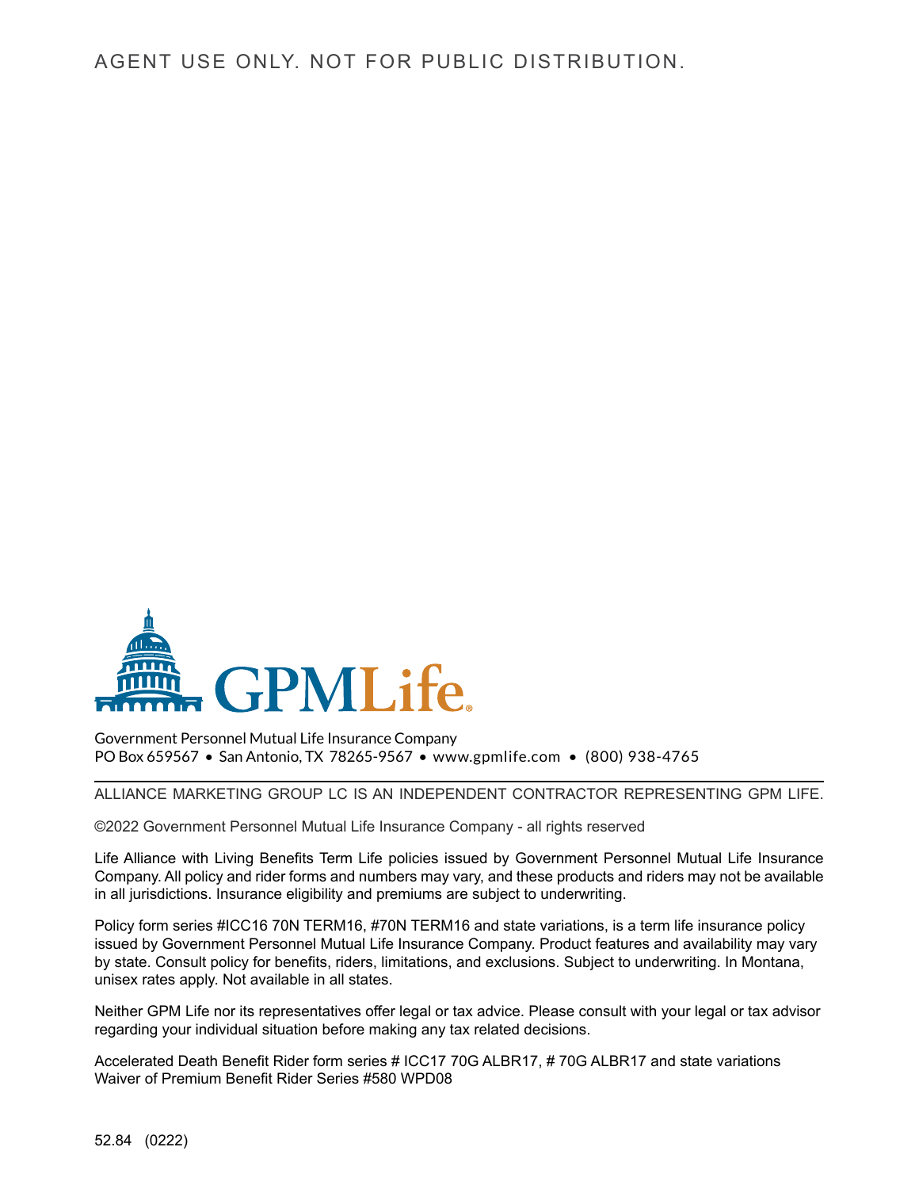AGENT USE ONLY. NOT FOR PUBLIC DISTRIBUTION.

GPMLife®

Government Personnel Mutual Life Insurance Company
PO Box 659567 • San Antonio, TX 78265-9567 • www.gpmlife.com • (800) 938-4765

---

ALLIANCE MARKETING GROUP LC IS AN INDEPENDENT CONTRACTOR REPRESENTING GPM LIFE.

©2022 Government Personnel Mutual Life Insurance Company - all rights reserved

Life Alliance with Living Benefits Term Life policies issued by Government Personnel Mutual Life Insurance Company. All policy and rider forms and numbers may vary, and these products and riders may not be available in all jurisdictions. Insurance eligibility and premiums are subject to underwriting.

Policy form series #ICC16 70N TERM16, #70N TERM16 and state variations, is a term life insurance policy issued by Government Personnel Mutual Life Insurance Company. Product features and availability may vary by state. Consult policy for benefits, riders, limitations, and exclusions. Subject to underwriting. In Montana, unisex rates apply. Not available in all states.

Neither GPM Life nor its representatives offer legal or tax advice. Please consult with your legal or tax advisor regarding your individual situation before making any tax related decisions.

Accelerated Death Benefit Rider form series # ICC17 70G ALBR17, # 70G ALBR17 and state variations
Waiver of Premium Benefit Rider Series #580 WPD08

52.84 (0222)